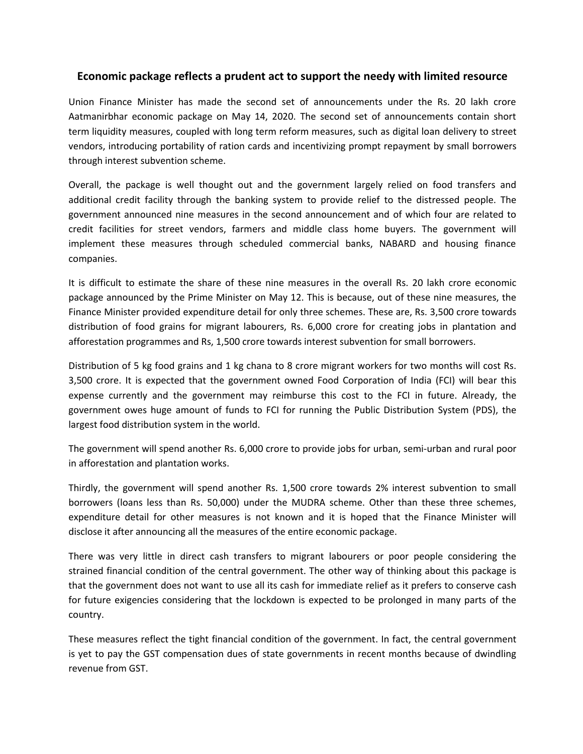## Economic package reflects a prudent act to support the needy with limited resource

Union Finance Minister has made the second set of announcements under the Rs. 20 lakh crore Aatmanirbhar economic package on May 14, 2020. The second set of announcements contain short term liquidity measures, coupled with long term reform measures, such as digital loan delivery to street vendors, introducing portability of ration cards and incentivizing prompt repayment by small borrowers through interest subvention scheme.

Overall, the package is well thought out and the government largely relied on food transfers and additional credit facility through the banking system to provide relief to the distressed people. The government announced nine measures in the second announcement and of which four are related to credit facilities for street vendors, farmers and middle class home buyers. The government will implement these measures through scheduled commercial banks, NABARD and housing finance companies.

It is difficult to estimate the share of these nine measures in the overall Rs. 20 lakh crore economic package announced by the Prime Minister on May 12. This is because, out of these nine measures, the Finance Minister provided expenditure detail for only three schemes. These are, Rs. 3,500 crore towards distribution of food grains for migrant labourers, Rs. 6,000 crore for creating jobs in plantation and afforestation programmes and Rs, 1,500 crore towards interest subvention for small borrowers.

Distribution of 5 kg food grains and 1 kg chana to 8 crore migrant workers for two months will cost Rs. 3,500 crore. It is expected that the government owned Food Corporation of India (FCI) will bear this expense currently and the government may reimburse this cost to the FCI in future. Already, the government owes huge amount of funds to FCI for running the Public Distribution System (PDS), the largest food distribution system in the world.

The government will spend another Rs. 6,000 crore to provide jobs for urban, semi-urban and rural poor in afforestation and plantation works.

Thirdly, the government will spend another Rs. 1,500 crore towards 2% interest subvention to small borrowers (loans less than Rs. 50,000) under the MUDRA scheme. Other than these three schemes, expenditure detail for other measures is not known and it is hoped that the Finance Minister will disclose it after announcing all the measures of the entire economic package.

There was very little in direct cash transfers to migrant labourers or poor people considering the strained financial condition of the central government. The other way of thinking about this package is that the government does not want to use all its cash for immediate relief as it prefers to conserve cash for future exigencies considering that the lockdown is expected to be prolonged in many parts of the country.

These measures reflect the tight financial condition of the government. In fact, the central government is yet to pay the GST compensation dues of state governments in recent months because of dwindling revenue from GST.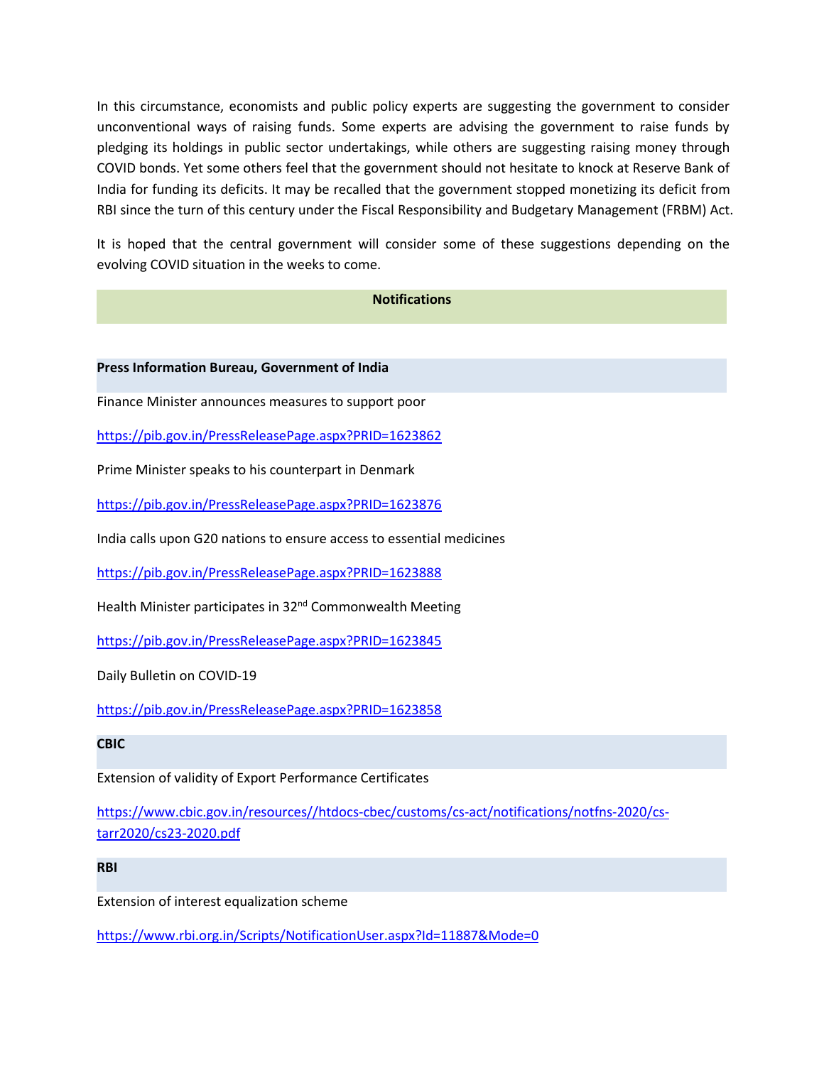In this circumstance, economists and public policy experts are suggesting the government to consider unconventional ways of raising funds. Some experts are advising the government to raise funds by pledging its holdings in public sector undertakings, while others are suggesting raising money through COVID bonds. Yet some others feel that the government should not hesitate to knock at Reserve Bank of India for funding its deficits. It may be recalled that the government stopped monetizing its deficit from RBI since the turn of this century under the Fiscal Responsibility and Budgetary Management (FRBM) Act.

It is hoped that the central government will consider some of these suggestions depending on the evolving COVID situation in the weeks to come.

## Notifications

### Press Information Bureau, Government of India

Finance Minister announces measures to support poor

https://pib.gov.in/PressReleasePage.aspx?PRID=1623862

Prime Minister speaks to his counterpart in Denmark

https://pib.gov.in/PressReleasePage.aspx?PRID=1623876

India calls upon G20 nations to ensure access to essential medicines

https://pib.gov.in/PressReleasePage.aspx?PRID=1623888

Health Minister participates in 32nd Commonwealth Meeting

https://pib.gov.in/PressReleasePage.aspx?PRID=1623845

Daily Bulletin on COVID-19

https://pib.gov.in/PressReleasePage.aspx?PRID=1623858

### CBIC

Extension of validity of Export Performance Certificates

https://www.cbic.gov.in/resources//htdocs-cbec/customs/cs-act/notifications/notfns-2020/cs-tarr2020/cs23-2020.pdf

### RBI

Extension of interest equalization scheme

https://www.rbi.org.in/Scripts/NotificationUser.aspx?Id=11887&Mode=0